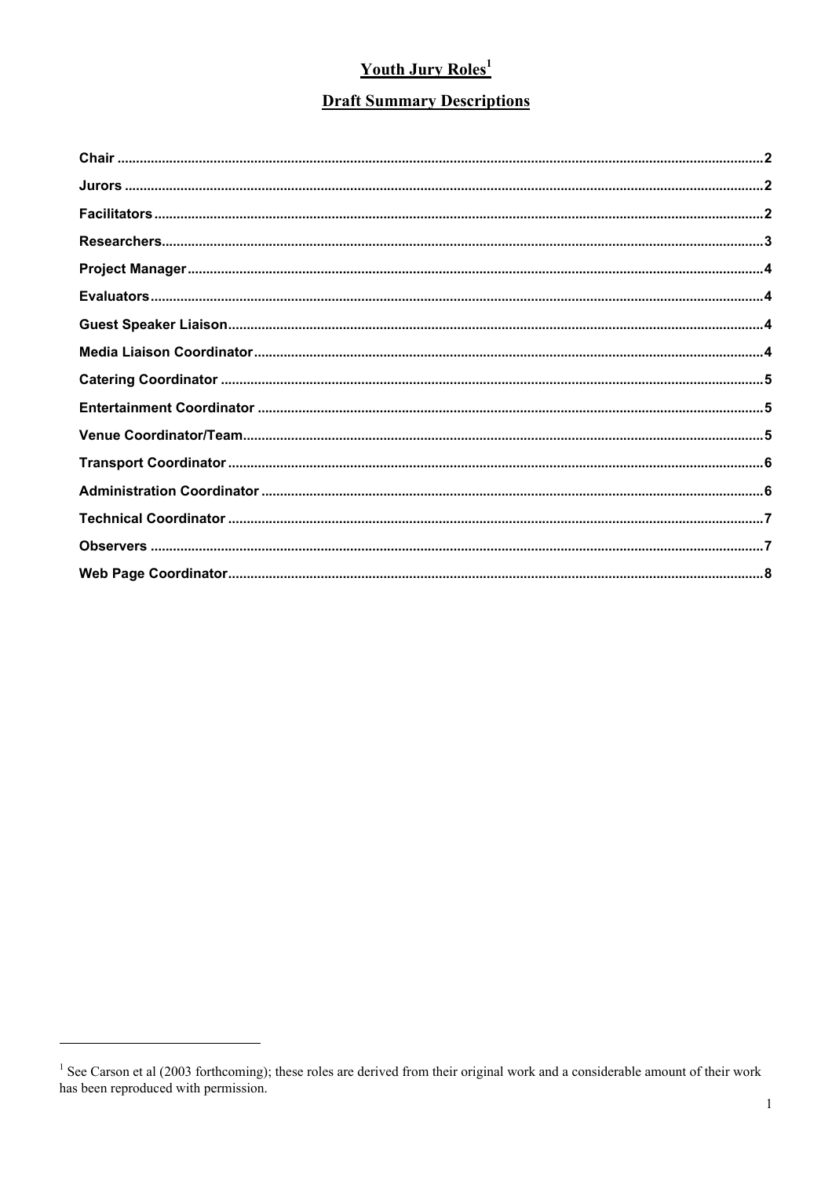# Youth Jury Roles[1]

## Draft Summary Descriptions

- **Chair** ........ 2
- **Jurors** ........ 2
- **Facilitators** ........ 2
- **Researchers** ........ 3
- **Project Manager** ........ 4
- **Evaluators** ........ 4
- **Guest Speaker Liaison** ........ 4
- **Media Liaison Coordinator** ........ 4
- **Catering Coordinator** ........ 5
- **Entertainment Coordinator** ........ 5
- **Venue Coordinator/Team** ........ 5
- **Transport Coordinator** ........ 6
- **Administration Coordinator** ........ 6
- **Technical Coordinator** ........ 7
- **Observers** ........ 7
- **Web Page Coordinator** ........ 8

[1] See Carson et al (2003 forthcoming); these roles are derived from their original work and a considerable amount of their work has been reproduced with permission.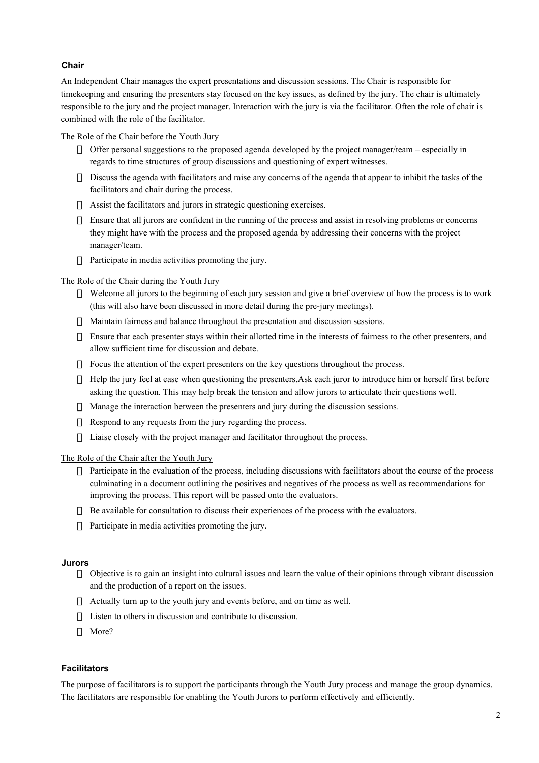### Chair

An Independent Chair manages the expert presentations and discussion sessions. The Chair is responsible for timekeeping and ensuring the presenters stay focused on the key issues, as defined by the jury. The chair is ultimately responsible to the jury and the project manager. Interaction with the jury is via the facilitator. Often the role of chair is combined with the role of the facilitator.

The Role of the Chair before the Youth Jury

- Offer personal suggestions to the proposed agenda developed by the project manager/team – especially in regards to time structures of group discussions and questioning of expert witnesses.
- Discuss the agenda with facilitators and raise any concerns of the agenda that appear to inhibit the tasks of the facilitators and chair during the process.
- Assist the facilitators and jurors in strategic questioning exercises.
- Ensure that all jurors are confident in the running of the process and assist in resolving problems or concerns they might have with the process and the proposed agenda by addressing their concerns with the project manager/team.
- Participate in media activities promoting the jury.

The Role of the Chair during the Youth Jury

- Welcome all jurors to the beginning of each jury session and give a brief overview of how the process is to work (this will also have been discussed in more detail during the pre-jury meetings).
- Maintain fairness and balance throughout the presentation and discussion sessions.
- Ensure that each presenter stays within their allotted time in the interests of fairness to the other presenters, and allow sufficient time for discussion and debate.
- Focus the attention of the expert presenters on the key questions throughout the process.
- Help the jury feel at ease when questioning the presenters.Ask each juror to introduce him or herself first before asking the question. This may help break the tension and allow jurors to articulate their questions well.
- Manage the interaction between the presenters and jury during the discussion sessions.
- Respond to any requests from the jury regarding the process.
- Liaise closely with the project manager and facilitator throughout the process.

The Role of the Chair after the Youth Jury

- Participate in the evaluation of the process, including discussions with facilitators about the course of the process culminating in a document outlining the positives and negatives of the process as well as recommendations for improving the process. This report will be passed onto the evaluators.
- Be available for consultation to discuss their experiences of the process with the evaluators.
- Participate in media activities promoting the jury.

### Jurors

- Objective is to gain an insight into cultural issues and learn the value of their opinions through vibrant discussion and the production of a report on the issues.
- Actually turn up to the youth jury and events before, and on time as well.
- Listen to others in discussion and contribute to discussion.
- More?

### Facilitators

The purpose of facilitators is to support the participants through the Youth Jury process and manage the group dynamics. The facilitators are responsible for enabling the Youth Jurors to perform effectively and efficiently.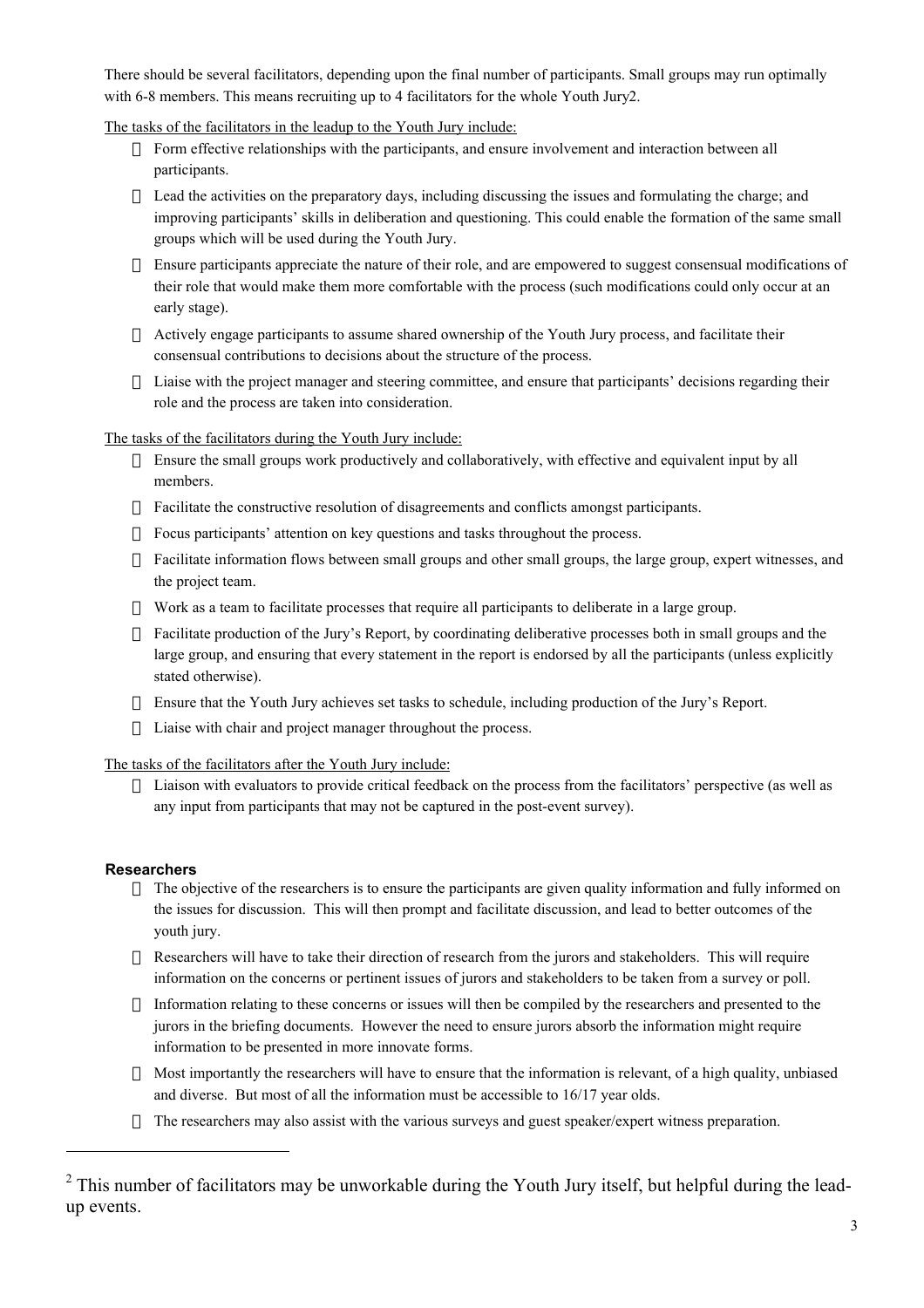There should be several facilitators, depending upon the final number of participants. Small groups may run optimally with 6-8 members. This means recruiting up to 4 facilitators for the whole Youth Jury[2].

The tasks of the facilitators in the leadup to the Youth Jury include:

- Form effective relationships with the participants, and ensure involvement and interaction between all participants.
- Lead the activities on the preparatory days, including discussing the issues and formulating the charge; and improving participants' skills in deliberation and questioning. This could enable the formation of the same small groups which will be used during the Youth Jury.
- Ensure participants appreciate the nature of their role, and are empowered to suggest consensual modifications of their role that would make them more comfortable with the process (such modifications could only occur at an early stage).
- Actively engage participants to assume shared ownership of the Youth Jury process, and facilitate their consensual contributions to decisions about the structure of the process.
- Liaise with the project manager and steering committee, and ensure that participants' decisions regarding their role and the process are taken into consideration.

The tasks of the facilitators during the Youth Jury include:

- Ensure the small groups work productively and collaboratively, with effective and equivalent input by all members.
- Facilitate the constructive resolution of disagreements and conflicts amongst participants.
- Focus participants' attention on key questions and tasks throughout the process.
- Facilitate information flows between small groups and other small groups, the large group, expert witnesses, and the project team.
- Work as a team to facilitate processes that require all participants to deliberate in a large group.
- Facilitate production of the Jury's Report, by coordinating deliberative processes both in small groups and the large group, and ensuring that every statement in the report is endorsed by all the participants (unless explicitly stated otherwise).
- Ensure that the Youth Jury achieves set tasks to schedule, including production of the Jury's Report.
- Liaise with chair and project manager throughout the process.

The tasks of the facilitators after the Youth Jury include:

- Liaison with evaluators to provide critical feedback on the process from the facilitators' perspective (as well as any input from participants that may not be captured in the post-event survey).

**Researchers**

- The objective of the researchers is to ensure the participants are given quality information and fully informed on the issues for discussion. This will then prompt and facilitate discussion, and lead to better outcomes of the youth jury.
- Researchers will have to take their direction of research from the jurors and stakeholders. This will require information on the concerns or pertinent issues of jurors and stakeholders to be taken from a survey or poll.
- Information relating to these concerns or issues will then be compiled by the researchers and presented to the jurors in the briefing documents. However the need to ensure jurors absorb the information might require information to be presented in more innovate forms.
- Most importantly the researchers will have to ensure that the information is relevant, of a high quality, unbiased and diverse. But most of all the information must be accessible to 16/17 year olds.
- The researchers may also assist with the various surveys and guest speaker/expert witness preparation.

---

[2] This number of facilitators may be unworkable during the Youth Jury itself, but helpful during the lead-up events.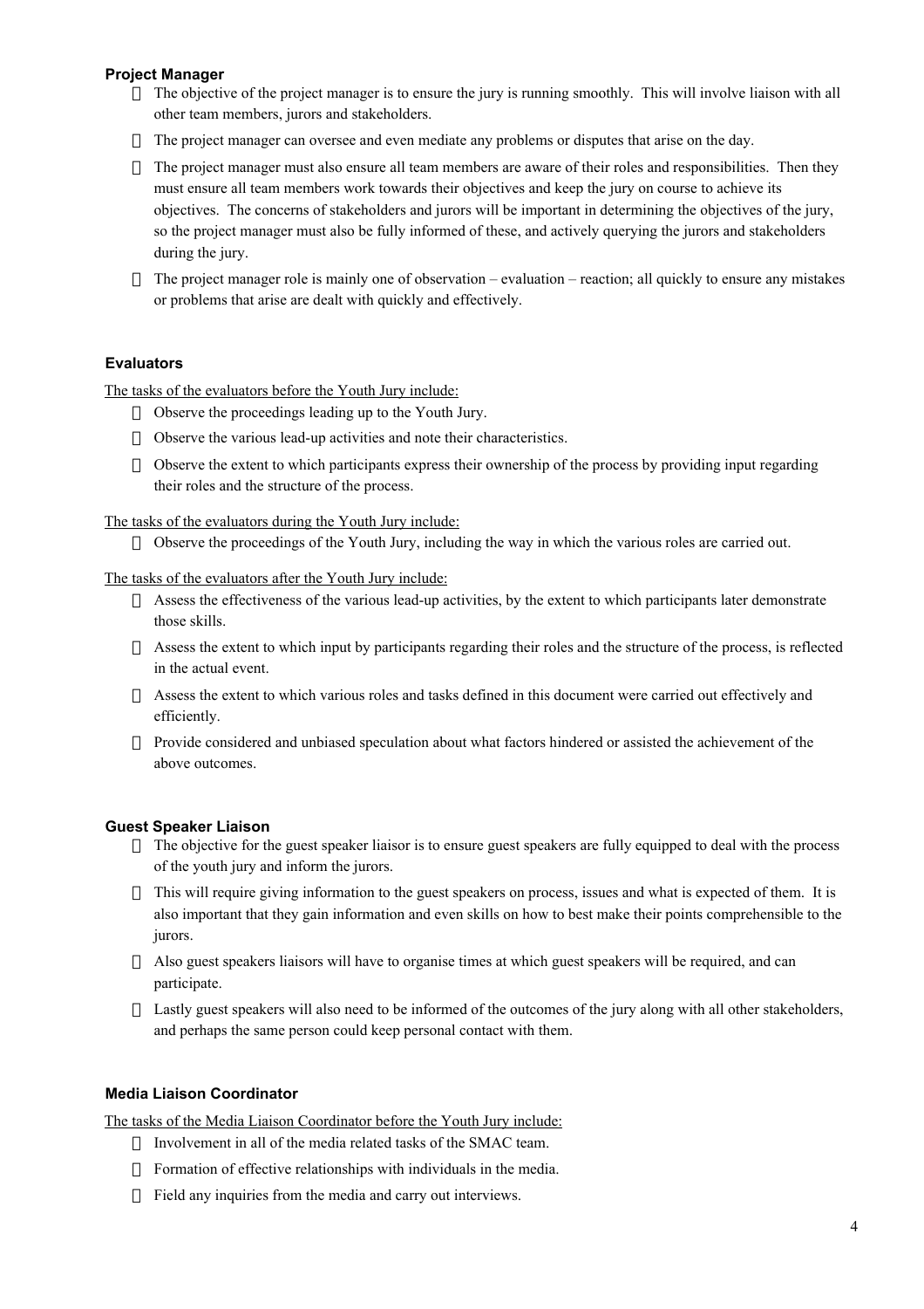### Project Manager

- The objective of the project manager is to ensure the jury is running smoothly. This will involve liaison with all other team members, jurors and stakeholders.
- The project manager can oversee and even mediate any problems or disputes that arise on the day.
- The project manager must also ensure all team members are aware of their roles and responsibilities. Then they must ensure all team members work towards their objectives and keep the jury on course to achieve its objectives. The concerns of stakeholders and jurors will be important in determining the objectives of the jury, so the project manager must also be fully informed of these, and actively querying the jurors and stakeholders during the jury.
- The project manager role is mainly one of observation – evaluation – reaction; all quickly to ensure any mistakes or problems that arise are dealt with quickly and effectively.

### Evaluators

The tasks of the evaluators before the Youth Jury include:

- Observe the proceedings leading up to the Youth Jury.
- Observe the various lead-up activities and note their characteristics.
- Observe the extent to which participants express their ownership of the process by providing input regarding their roles and the structure of the process.

The tasks of the evaluators during the Youth Jury include:

- Observe the proceedings of the Youth Jury, including the way in which the various roles are carried out.

The tasks of the evaluators after the Youth Jury include:

- Assess the effectiveness of the various lead-up activities, by the extent to which participants later demonstrate those skills.
- Assess the extent to which input by participants regarding their roles and the structure of the process, is reflected in the actual event.
- Assess the extent to which various roles and tasks defined in this document were carried out effectively and efficiently.
- Provide considered and unbiased speculation about what factors hindered or assisted the achievement of the above outcomes.

### Guest Speaker Liaison

- The objective for the guest speaker liaisor is to ensure guest speakers are fully equipped to deal with the process of the youth jury and inform the jurors.
- This will require giving information to the guest speakers on process, issues and what is expected of them. It is also important that they gain information and even skills on how to best make their points comprehensible to the jurors.
- Also guest speakers liaisors will have to organise times at which guest speakers will be required, and can participate.
- Lastly guest speakers will also need to be informed of the outcomes of the jury along with all other stakeholders, and perhaps the same person could keep personal contact with them.

### Media Liaison Coordinator

The tasks of the Media Liaison Coordinator before the Youth Jury include:

- Involvement in all of the media related tasks of the SMAC team.
- Formation of effective relationships with individuals in the media.
- Field any inquiries from the media and carry out interviews.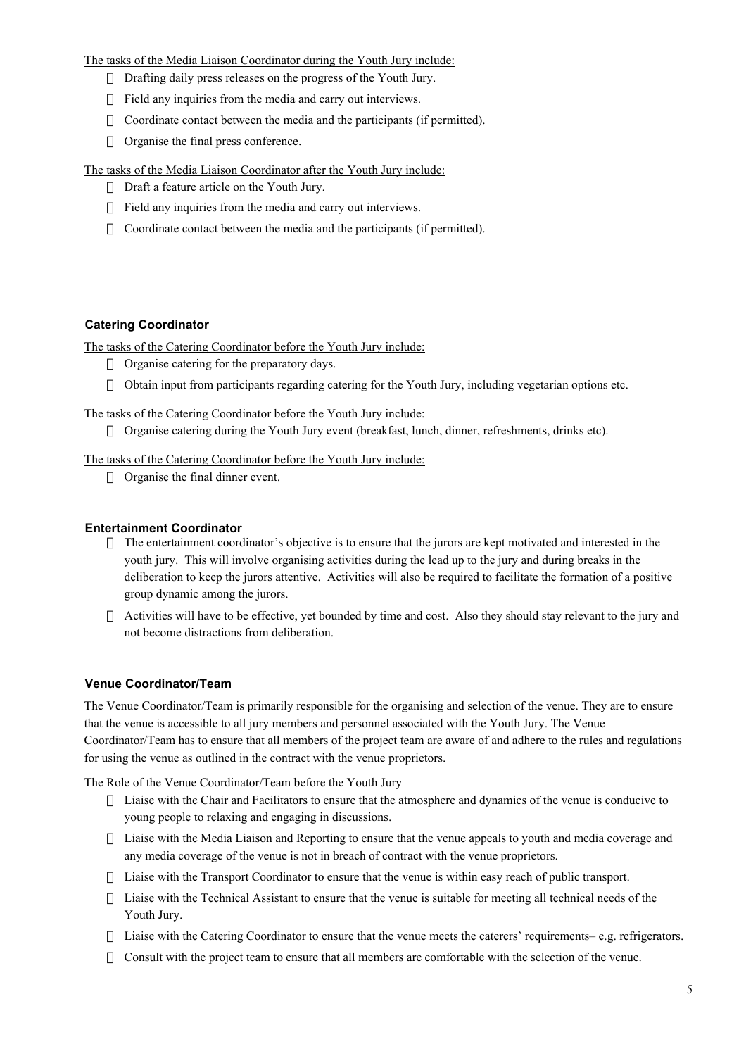The tasks of the Media Liaison Coordinator during the Youth Jury include:

- Drafting daily press releases on the progress of the Youth Jury.
- Field any inquiries from the media and carry out interviews.
- Coordinate contact between the media and the participants (if permitted).
- Organise the final press conference.

The tasks of the Media Liaison Coordinator after the Youth Jury include:

- Draft a feature article on the Youth Jury.
- Field any inquiries from the media and carry out interviews.
- Coordinate contact between the media and the participants (if permitted).

### Catering Coordinator

The tasks of the Catering Coordinator before the Youth Jury include:

- Organise catering for the preparatory days.
- Obtain input from participants regarding catering for the Youth Jury, including vegetarian options etc.

The tasks of the Catering Coordinator before the Youth Jury include:

- Organise catering during the Youth Jury event (breakfast, lunch, dinner, refreshments, drinks etc).

The tasks of the Catering Coordinator before the Youth Jury include:

- Organise the final dinner event.

### Entertainment Coordinator

- The entertainment coordinator's objective is to ensure that the jurors are kept motivated and interested in the youth jury. This will involve organising activities during the lead up to the jury and during breaks in the deliberation to keep the jurors attentive. Activities will also be required to facilitate the formation of a positive group dynamic among the jurors.
- Activities will have to be effective, yet bounded by time and cost. Also they should stay relevant to the jury and not become distractions from deliberation.

### Venue Coordinator/Team

The Venue Coordinator/Team is primarily responsible for the organising and selection of the venue. They are to ensure that the venue is accessible to all jury members and personnel associated with the Youth Jury. The Venue Coordinator/Team has to ensure that all members of the project team are aware of and adhere to the rules and regulations for using the venue as outlined in the contract with the venue proprietors.

The Role of the Venue Coordinator/Team before the Youth Jury

- Liaise with the Chair and Facilitators to ensure that the atmosphere and dynamics of the venue is conducive to young people to relaxing and engaging in discussions.
- Liaise with the Media Liaison and Reporting to ensure that the venue appeals to youth and media coverage and any media coverage of the venue is not in breach of contract with the venue proprietors.
- Liaise with the Transport Coordinator to ensure that the venue is within easy reach of public transport.
- Liaise with the Technical Assistant to ensure that the venue is suitable for meeting all technical needs of the Youth Jury.
- Liaise with the Catering Coordinator to ensure that the venue meets the caterers' requirements– e.g. refrigerators.
- Consult with the project team to ensure that all members are comfortable with the selection of the venue.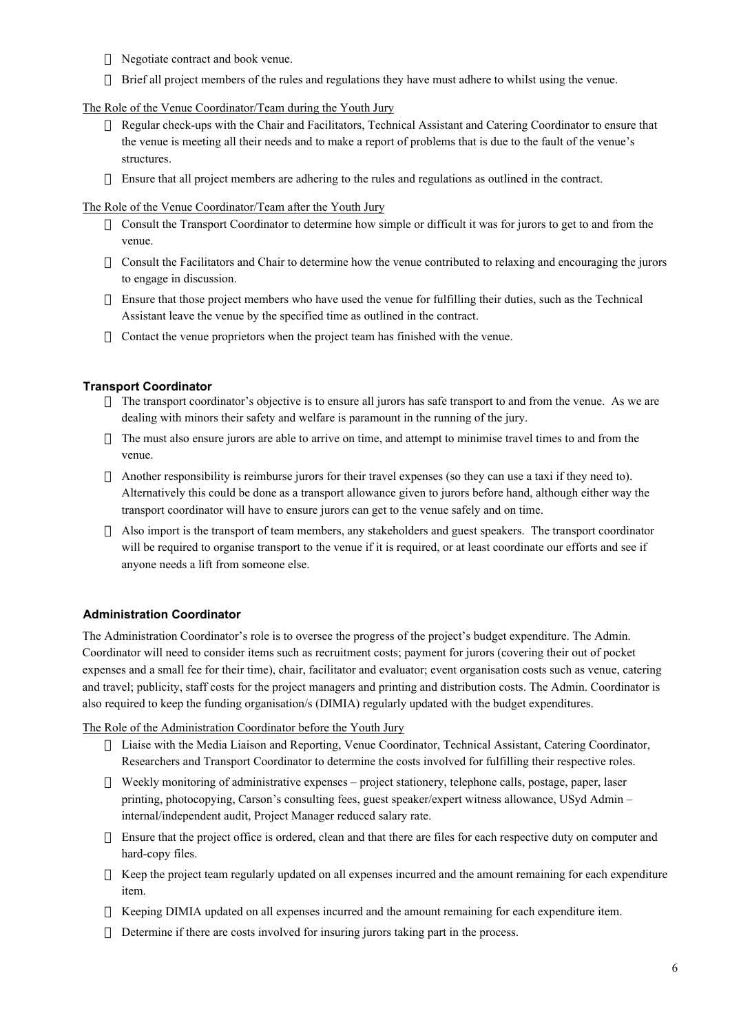- Negotiate contract and book venue.
- Brief all project members of the rules and regulations they have must adhere to whilst using the venue.

The Role of the Venue Coordinator/Team during the Youth Jury

- Regular check-ups with the Chair and Facilitators, Technical Assistant and Catering Coordinator to ensure that the venue is meeting all their needs and to make a report of problems that is due to the fault of the venue's structures.
- Ensure that all project members are adhering to the rules and regulations as outlined in the contract.

The Role of the Venue Coordinator/Team after the Youth Jury

- Consult the Transport Coordinator to determine how simple or difficult it was for jurors to get to and from the venue.
- Consult the Facilitators and Chair to determine how the venue contributed to relaxing and encouraging the jurors to engage in discussion.
- Ensure that those project members who have used the venue for fulfilling their duties, such as the Technical Assistant leave the venue by the specified time as outlined in the contract.
- Contact the venue proprietors when the project team has finished with the venue.

### Transport Coordinator

- The transport coordinator's objective is to ensure all jurors has safe transport to and from the venue. As we are dealing with minors their safety and welfare is paramount in the running of the jury.
- The must also ensure jurors are able to arrive on time, and attempt to minimise travel times to and from the venue.
- Another responsibility is reimburse jurors for their travel expenses (so they can use a taxi if they need to). Alternatively this could be done as a transport allowance given to jurors before hand, although either way the transport coordinator will have to ensure jurors can get to the venue safely and on time.
- Also import is the transport of team members, any stakeholders and guest speakers. The transport coordinator will be required to organise transport to the venue if it is required, or at least coordinate our efforts and see if anyone needs a lift from someone else.

### Administration Coordinator

The Administration Coordinator's role is to oversee the progress of the project's budget expenditure. The Admin. Coordinator will need to consider items such as recruitment costs; payment for jurors (covering their out of pocket expenses and a small fee for their time), chair, facilitator and evaluator; event organisation costs such as venue, catering and travel; publicity, staff costs for the project managers and printing and distribution costs. The Admin. Coordinator is also required to keep the funding organisation/s (DIMIA) regularly updated with the budget expenditures.

The Role of the Administration Coordinator before the Youth Jury

- Liaise with the Media Liaison and Reporting, Venue Coordinator, Technical Assistant, Catering Coordinator, Researchers and Transport Coordinator to determine the costs involved for fulfilling their respective roles.
- Weekly monitoring of administrative expenses – project stationery, telephone calls, postage, paper, laser printing, photocopying, Carson's consulting fees, guest speaker/expert witness allowance, USyd Admin – internal/independent audit, Project Manager reduced salary rate.
- Ensure that the project office is ordered, clean and that there are files for each respective duty on computer and hard-copy files.
- Keep the project team regularly updated on all expenses incurred and the amount remaining for each expenditure item.
- Keeping DIMIA updated on all expenses incurred and the amount remaining for each expenditure item.
- Determine if there are costs involved for insuring jurors taking part in the process.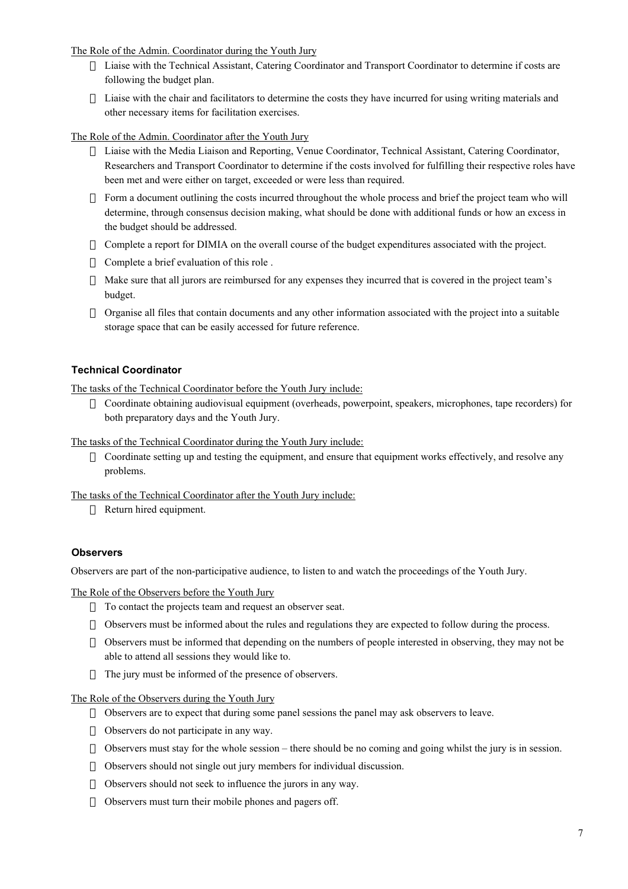The Role of the Admin. Coordinator during the Youth Jury

- Liaise with the Technical Assistant, Catering Coordinator and Transport Coordinator to determine if costs are following the budget plan.
- Liaise with the chair and facilitators to determine the costs they have incurred for using writing materials and other necessary items for facilitation exercises.

The Role of the Admin. Coordinator after the Youth Jury

- Liaise with the Media Liaison and Reporting, Venue Coordinator, Technical Assistant, Catering Coordinator, Researchers and Transport Coordinator to determine if the costs involved for fulfilling their respective roles have been met and were either on target, exceeded or were less than required.
- Form a document outlining the costs incurred throughout the whole process and brief the project team who will determine, through consensus decision making, what should be done with additional funds or how an excess in the budget should be addressed.
- Complete a report for DIMIA on the overall course of the budget expenditures associated with the project.
- Complete a brief evaluation of this role .
- Make sure that all jurors are reimbursed for any expenses they incurred that is covered in the project team's budget.
- Organise all files that contain documents and any other information associated with the project into a suitable storage space that can be easily accessed for future reference.

### Technical Coordinator

The tasks of the Technical Coordinator before the Youth Jury include:

- Coordinate obtaining audiovisual equipment (overheads, powerpoint, speakers, microphones, tape recorders) for both preparatory days and the Youth Jury.

The tasks of the Technical Coordinator during the Youth Jury include:

- Coordinate setting up and testing the equipment, and ensure that equipment works effectively, and resolve any problems.

The tasks of the Technical Coordinator after the Youth Jury include:

- Return hired equipment.

### Observers

Observers are part of the non-participative audience, to listen to and watch the proceedings of the Youth Jury.

The Role of the Observers before the Youth Jury

- To contact the projects team and request an observer seat.
- Observers must be informed about the rules and regulations they are expected to follow during the process.
- Observers must be informed that depending on the numbers of people interested in observing, they may not be able to attend all sessions they would like to.
- The jury must be informed of the presence of observers.

The Role of the Observers during the Youth Jury

- Observers are to expect that during some panel sessions the panel may ask observers to leave.
- Observers do not participate in any way.
- Observers must stay for the whole session – there should be no coming and going whilst the jury is in session.
- Observers should not single out jury members for individual discussion.
- Observers should not seek to influence the jurors in any way.
- Observers must turn their mobile phones and pagers off.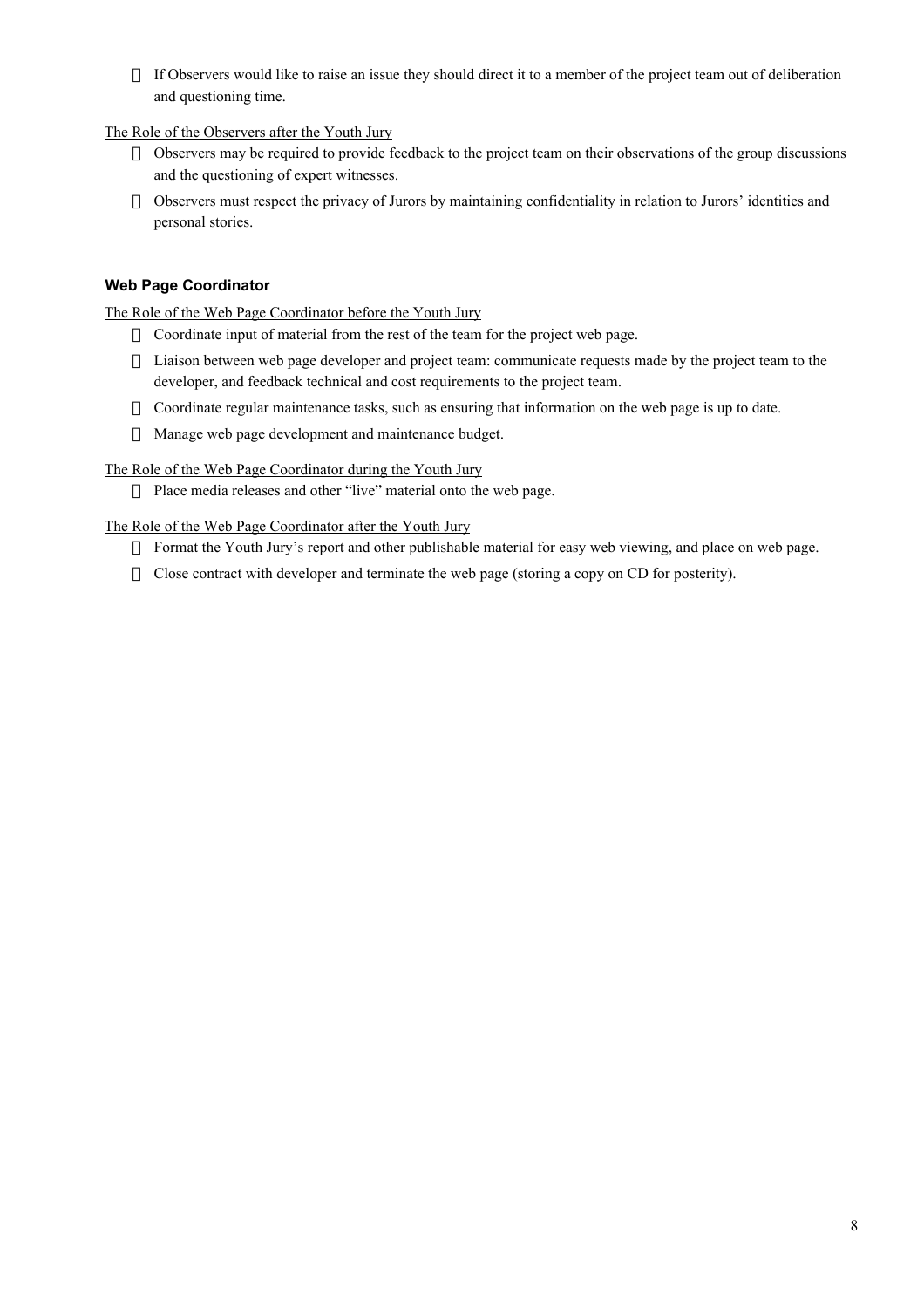- If Observers would like to raise an issue they should direct it to a member of the project team out of deliberation and questioning time.

The Role of the Observers after the Youth Jury

- Observers may be required to provide feedback to the project team on their observations of the group discussions and the questioning of expert witnesses.
- Observers must respect the privacy of Jurors by maintaining confidentiality in relation to Jurors' identities and personal stories.

### Web Page Coordinator

The Role of the Web Page Coordinator before the Youth Jury

- Coordinate input of material from the rest of the team for the project web page.
- Liaison between web page developer and project team: communicate requests made by the project team to the developer, and feedback technical and cost requirements to the project team.
- Coordinate regular maintenance tasks, such as ensuring that information on the web page is up to date.
- Manage web page development and maintenance budget.

The Role of the Web Page Coordinator during the Youth Jury

- Place media releases and other "live" material onto the web page.

The Role of the Web Page Coordinator after the Youth Jury

- Format the Youth Jury's report and other publishable material for easy web viewing, and place on web page.
- Close contract with developer and terminate the web page (storing a copy on CD for posterity).